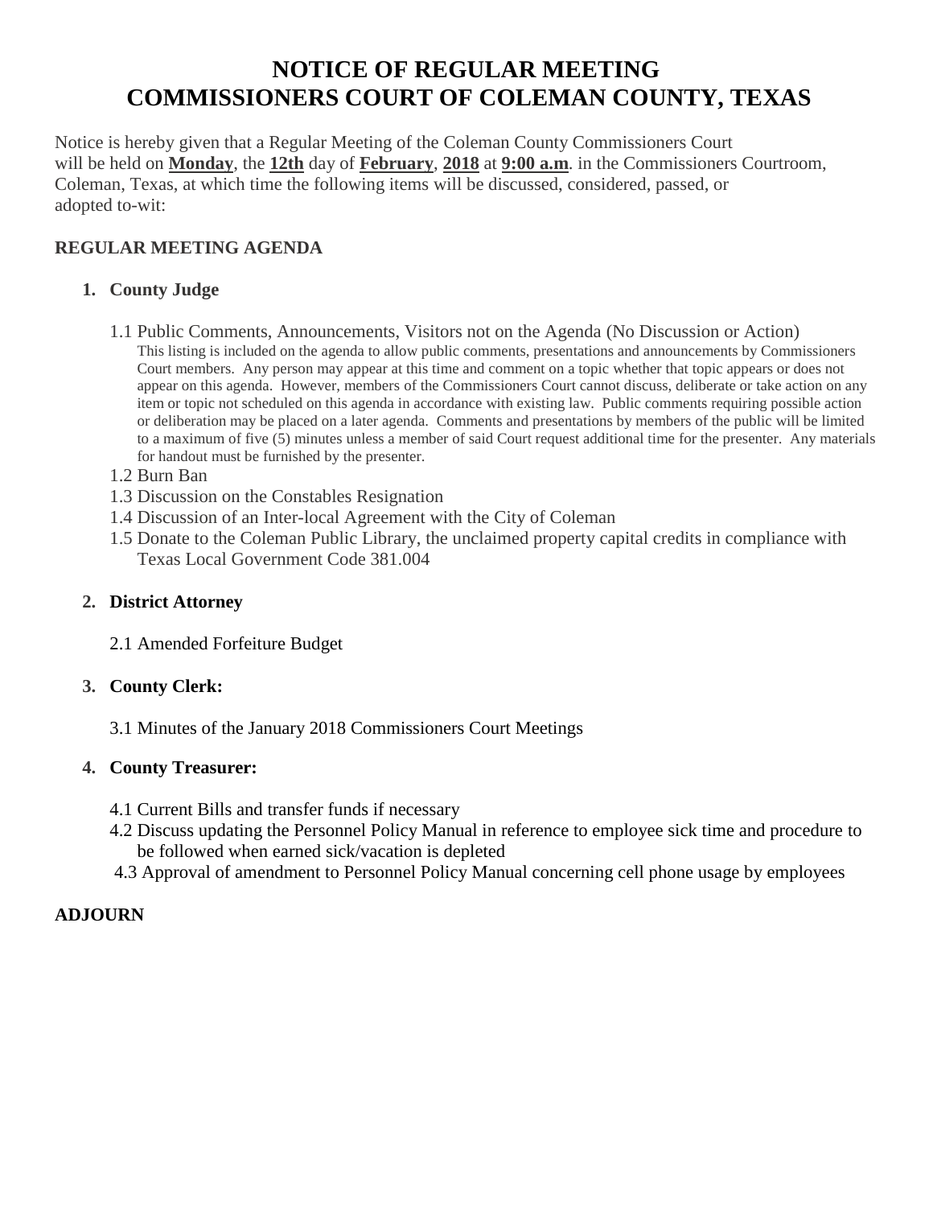# NOTICE OF REGULAR MEETING
# COMMISSIONERS COURT OF COLEMAN COUNTY, TEXAS

Notice is hereby given that a Regular Meeting of the Coleman County Commissioners Court will be held on **Monday**, the **12th** day of **February**, **2018** at **9:00 a.m**. in the Commissioners Courtroom, Coleman, Texas, at which time the following items will be discussed, considered, passed, or adopted to-wit:

## REGULAR MEETING AGENDA

1. **County Judge**

   1.1 Public Comments, Announcements, Visitors not on the Agenda (No Discussion or Action)
   This listing is included on the agenda to allow public comments, presentations and announcements by Commissioners Court members. Any person may appear at this time and comment on a topic whether that topic appears or does not appear on this agenda. However, members of the Commissioners Court cannot discuss, deliberate or take action on any item or topic not scheduled on this agenda in accordance with existing law. Public comments requiring possible action or deliberation may be placed on a later agenda. Comments and presentations by members of the public will be limited to a maximum of five (5) minutes unless a member of said Court request additional time for the presenter. Any materials for handout must be furnished by the presenter.

   1.2 Burn Ban

   1.3 Discussion on the Constables Resignation

   1.4 Discussion of an Inter-local Agreement with the City of Coleman

   1.5 Donate to the Coleman Public Library, the unclaimed property capital credits in compliance with Texas Local Government Code 381.004

2. **District Attorney**

   2.1 Amended Forfeiture Budget

3. **County Clerk:**

   3.1 Minutes of the January 2018 Commissioners Court Meetings

4. **County Treasurer:**

   4.1 Current Bills and transfer funds if necessary

   4.2 Discuss updating the Personnel Policy Manual in reference to employee sick time and procedure to be followed when earned sick/vacation is depleted

   4.3 Approval of amendment to Personnel Policy Manual concerning cell phone usage by employees

**ADJOURN**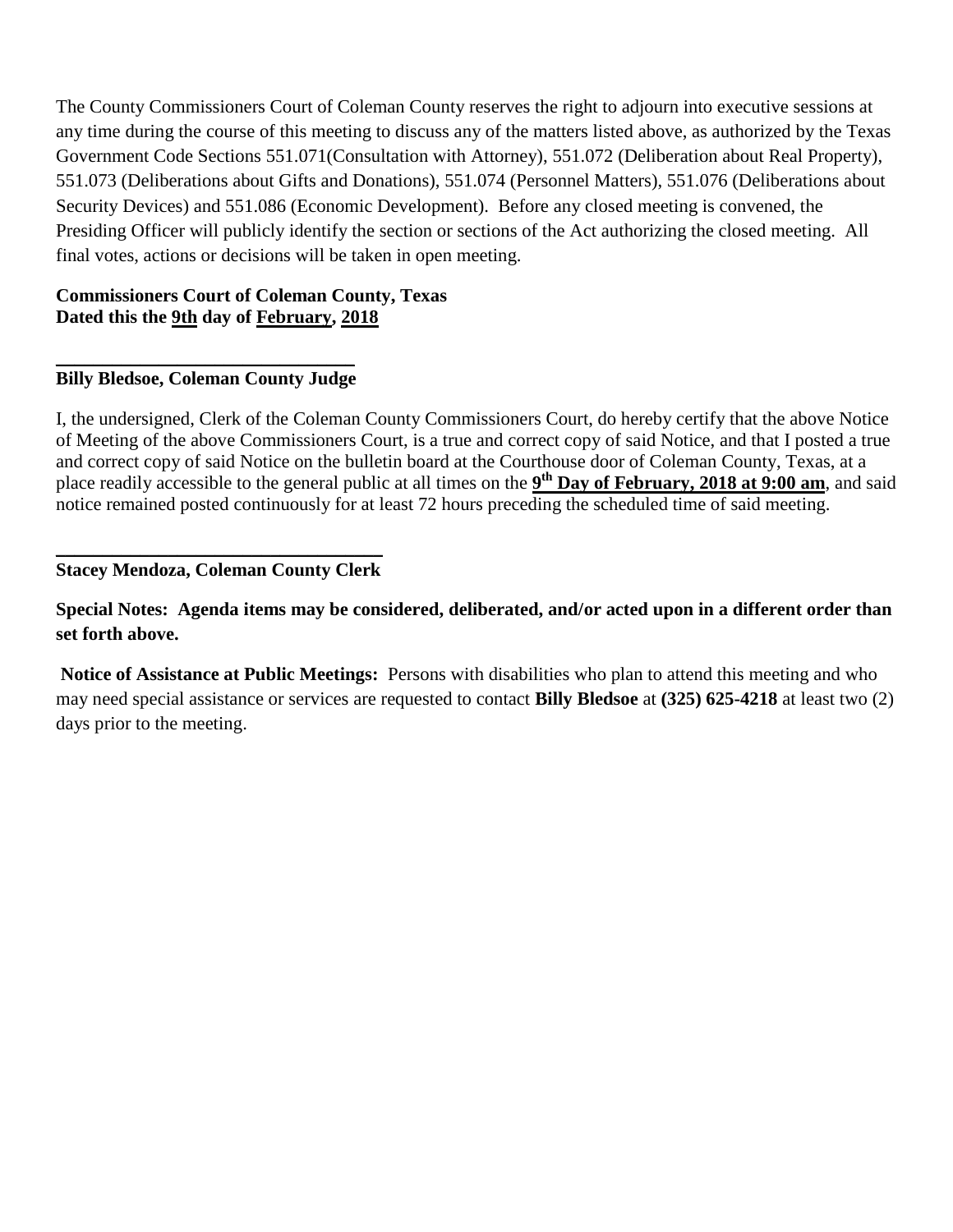The County Commissioners Court of Coleman County reserves the right to adjourn into executive sessions at any time during the course of this meeting to discuss any of the matters listed above, as authorized by the Texas Government Code Sections 551.071(Consultation with Attorney), 551.072 (Deliberation about Real Property), 551.073 (Deliberations about Gifts and Donations), 551.074 (Personnel Matters), 551.076 (Deliberations about Security Devices) and 551.086 (Economic Development). Before any closed meeting is convened, the Presiding Officer will publicly identify the section or sections of the Act authorizing the closed meeting. All final votes, actions or decisions will be taken in open meeting.

**Commissioners Court of Coleman County, Texas**
**Dated this the 9th day of February, 2018**

________________________________

**Billy Bledsoe, Coleman County Judge**

I, the undersigned, Clerk of the Coleman County Commissioners Court, do hereby certify that the above Notice of Meeting of the above Commissioners Court, is a true and correct copy of said Notice, and that I posted a true and correct copy of said Notice on the bulletin board at the Courthouse door of Coleman County, Texas, at a place readily accessible to the general public at all times on the **9th Day of February, 2018 at 9:00 am**, and said notice remained posted continuously for at least 72 hours preceding the scheduled time of said meeting.

____________________________________

**Stacey Mendoza, Coleman County Clerk**

**Special Notes: Agenda items may be considered, deliberated, and/or acted upon in a different order than set forth above.**

**Notice of Assistance at Public Meetings:** Persons with disabilities who plan to attend this meeting and who may need special assistance or services are requested to contact **Billy Bledsoe** at **(325) 625-4218** at least two (2) days prior to the meeting.